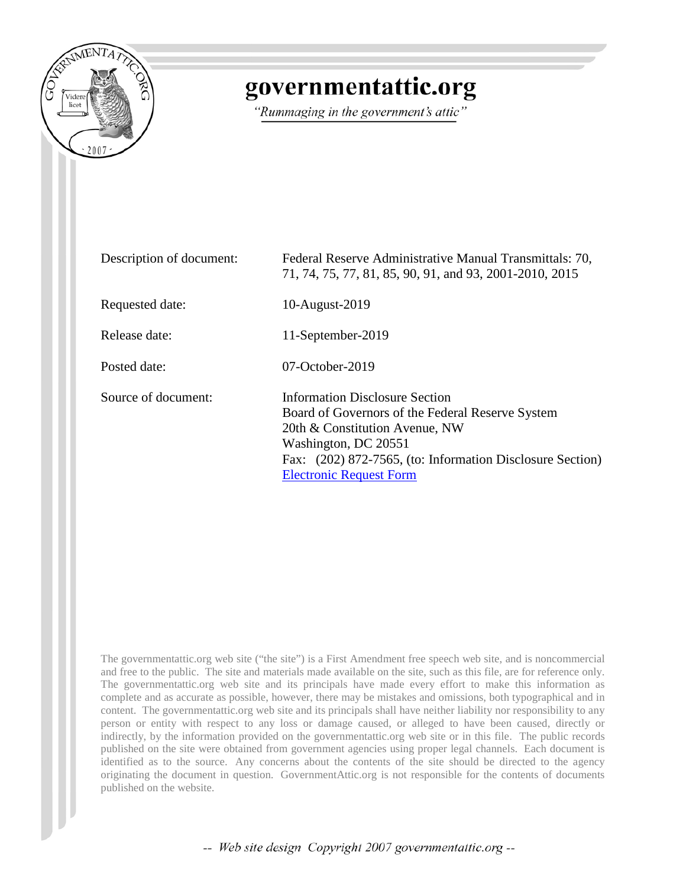# governmentattic.org

*"Rummaging in the government's attic"*

| | |
|---|---|
| Description of document: | Federal Reserve Administrative Manual Transmittals: 70, 71, 74, 75, 77, 81, 85, 90, 91, and 93, 2001-2010, 2015 |
| Requested date: | 10-August-2019 |
| Release date: | 11-September-2019 |
| Posted date: | 07-October-2019 |
| Source of document: | Information Disclosure Section<br>Board of Governors of the Federal Reserve System<br>20th & Constitution Avenue, NW<br>Washington, DC 20551<br>Fax: (202) 872-7565, (to: Information Disclosure Section)<br>Electronic Request Form |

The governmentattic.org web site ("the site") is a First Amendment free speech web site, and is noncommercial and free to the public. The site and materials made available on the site, such as this file, are for reference only. The governmentattic.org web site and its principals have made every effort to make this information as complete and as accurate as possible, however, there may be mistakes and omissions, both typographical and in content. The governmentattic.org web site and its principals shall have neither liability nor responsibility to any person or entity with respect to any loss or damage caused, or alleged to have been caused, directly or indirectly, by the information provided on the governmentattic.org web site or in this file. The public records published on the site were obtained from government agencies using proper legal channels. Each document is identified as to the source. Any concerns about the contents of the site should be directed to the agency originating the document in question. GovernmentAttic.org is not responsible for the contents of documents published on the website.

-- Web site design Copyright 2007 governmentattic.org --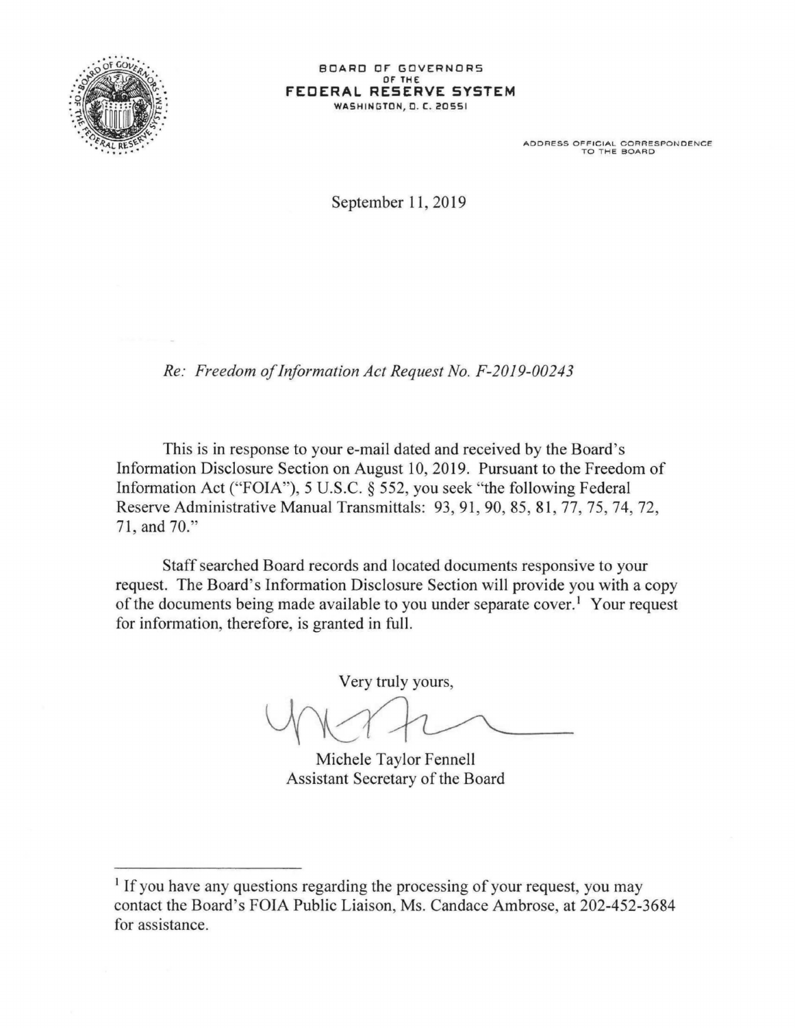BOARD OF GOVERNORS
OF THE
**FEDERAL RESERVE SYSTEM**
WASHINGTON, D. C. 20551

ADDRESS OFFICIAL CORRESPONDENCE
TO THE BOARD

September 11, 2019

*Re: Freedom of Information Act Request No. F-2019-00243*

This is in response to your e-mail dated and received by the Board's Information Disclosure Section on August 10, 2019. Pursuant to the Freedom of Information Act ("FOIA"), 5 U.S.C. § 552, you seek "the following Federal Reserve Administrative Manual Transmittals: 93, 91, 90, 85, 81, 77, 75, 74, 72, 71, and 70."

Staff searched Board records and located documents responsive to your request. The Board's Information Disclosure Section will provide you with a copy of the documents being made available to you under separate cover.[1] Your request for information, therefore, is granted in full.

Very truly yours,

Michele Taylor Fennell
Assistant Secretary of the Board

---

[1] If you have any questions regarding the processing of your request, you may contact the Board's FOIA Public Liaison, Ms. Candace Ambrose, at 202-452-3684 for assistance.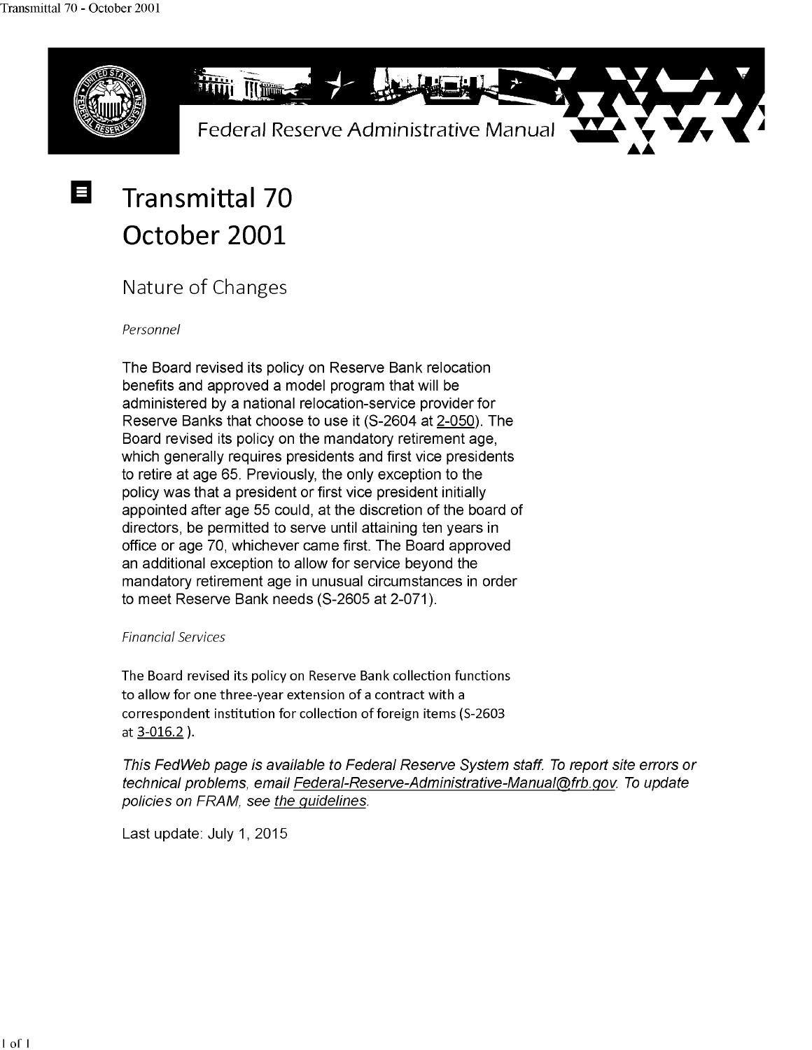Federal Reserve Administrative Manual

# Transmittal 70
# October 2001

## Nature of Changes

*Personnel*

The Board revised its policy on Reserve Bank relocation benefits and approved a model program that will be administered by a national relocation-service provider for Reserve Banks that choose to use it (S-2604 at 2-050). The Board revised its policy on the mandatory retirement age, which generally requires presidents and first vice presidents to retire at age 65. Previously, the only exception to the policy was that a president or first vice president initially appointed after age 55 could, at the discretion of the board of directors, be permitted to serve until attaining ten years in office or age 70, whichever came first. The Board approved an additional exception to allow for service beyond the mandatory retirement age in unusual circumstances in order to meet Reserve Bank needs (S-2605 at 2-071).

*Financial Services*

The Board revised its policy on Reserve Bank collection functions to allow for one three-year extension of a contract with a correspondent institution for collection of foreign items (S-2603 at 3-016.2 ).

*This FedWeb page is available to Federal Reserve System staff. To report site errors or technical problems, email Federal-Reserve-Administrative-Manual@frb.gov. To update policies on FRAM, see the guidelines.*

Last update: July 1, 2015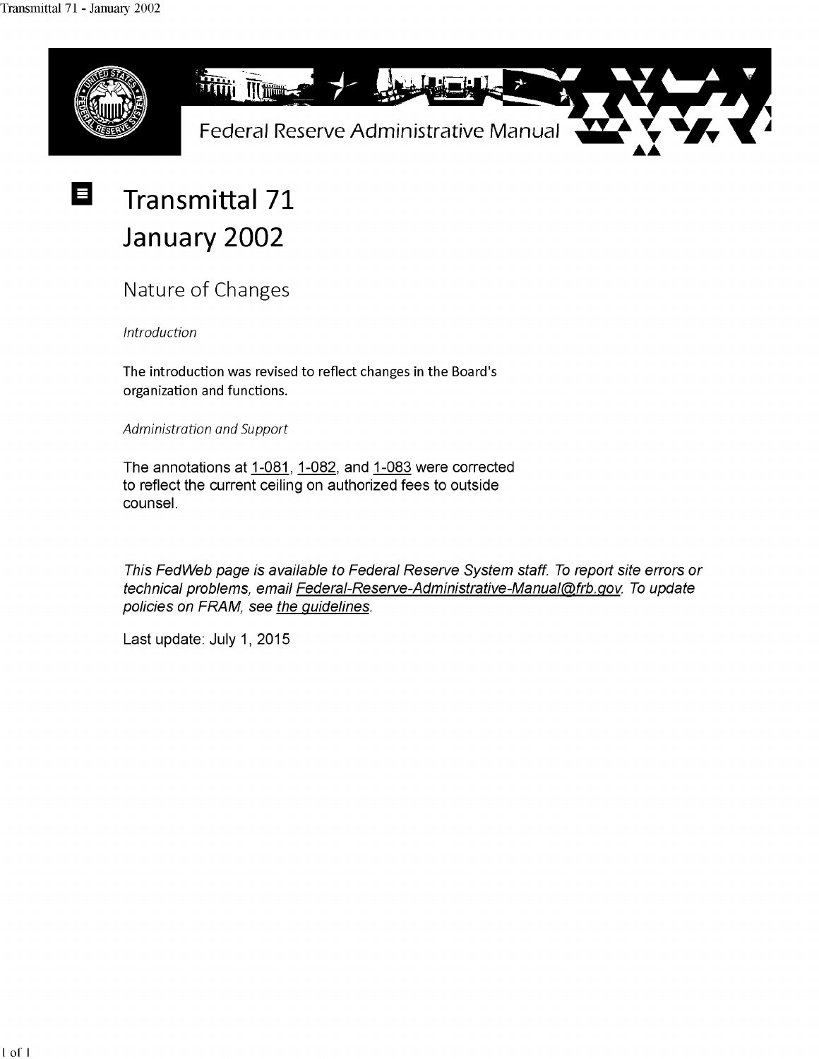# Transmittal 71 January 2002

## Nature of Changes

*Introduction*

The introduction was revised to reflect changes in the Board's organization and functions.

*Administration and Support*

The annotations at 1-081, 1-082, and 1-083 were corrected to reflect the current ceiling on authorized fees to outside counsel.

*This FedWeb page is available to Federal Reserve System staff. To report site errors or technical problems, email Federal-Reserve-Administrative-Manual@frb.gov. To update policies on FRAM, see the guidelines.*

Last update: July 1, 2015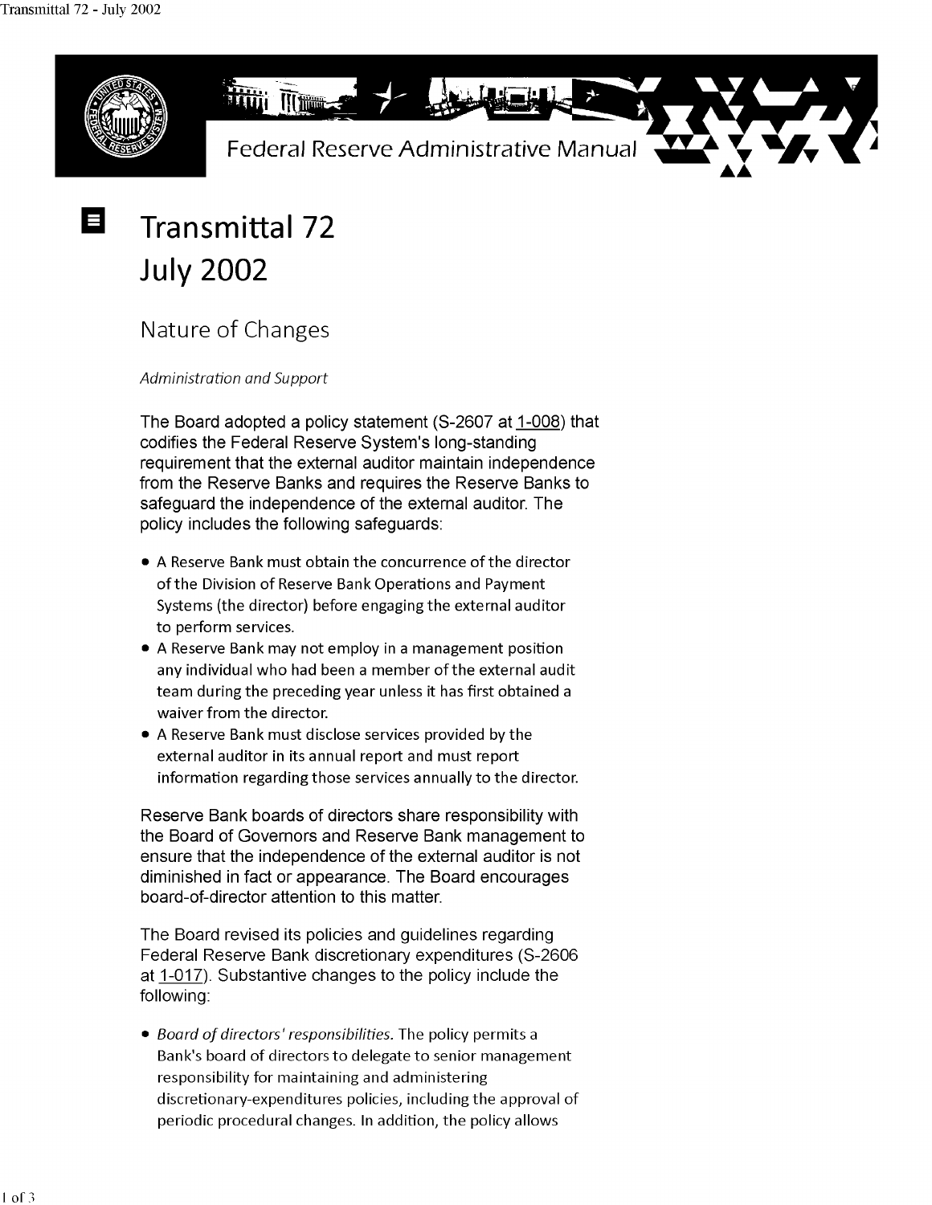# Transmittal 72
# July 2002

## Nature of Changes

*Administration and Support*

The Board adopted a policy statement (S-2607 at 1-008) that codifies the Federal Reserve System's long-standing requirement that the external auditor maintain independence from the Reserve Banks and requires the Reserve Banks to safeguard the independence of the external auditor. The policy includes the following safeguards:

- A Reserve Bank must obtain the concurrence of the director of the Division of Reserve Bank Operations and Payment Systems (the director) before engaging the external auditor to perform services.
- A Reserve Bank may not employ in a management position any individual who had been a member of the external audit team during the preceding year unless it has first obtained a waiver from the director.
- A Reserve Bank must disclose services provided by the external auditor in its annual report and must report information regarding those services annually to the director.

Reserve Bank boards of directors share responsibility with the Board of Governors and Reserve Bank management to ensure that the independence of the external auditor is not diminished in fact or appearance. The Board encourages board-of-director attention to this matter.

The Board revised its policies and guidelines regarding Federal Reserve Bank discretionary expenditures (S-2606 at 1-017). Substantive changes to the policy include the following:

- *Board of directors' responsibilities.* The policy permits a Bank's board of directors to delegate to senior management responsibility for maintaining and administering discretionary-expenditures policies, including the approval of periodic procedural changes. In addition, the policy allows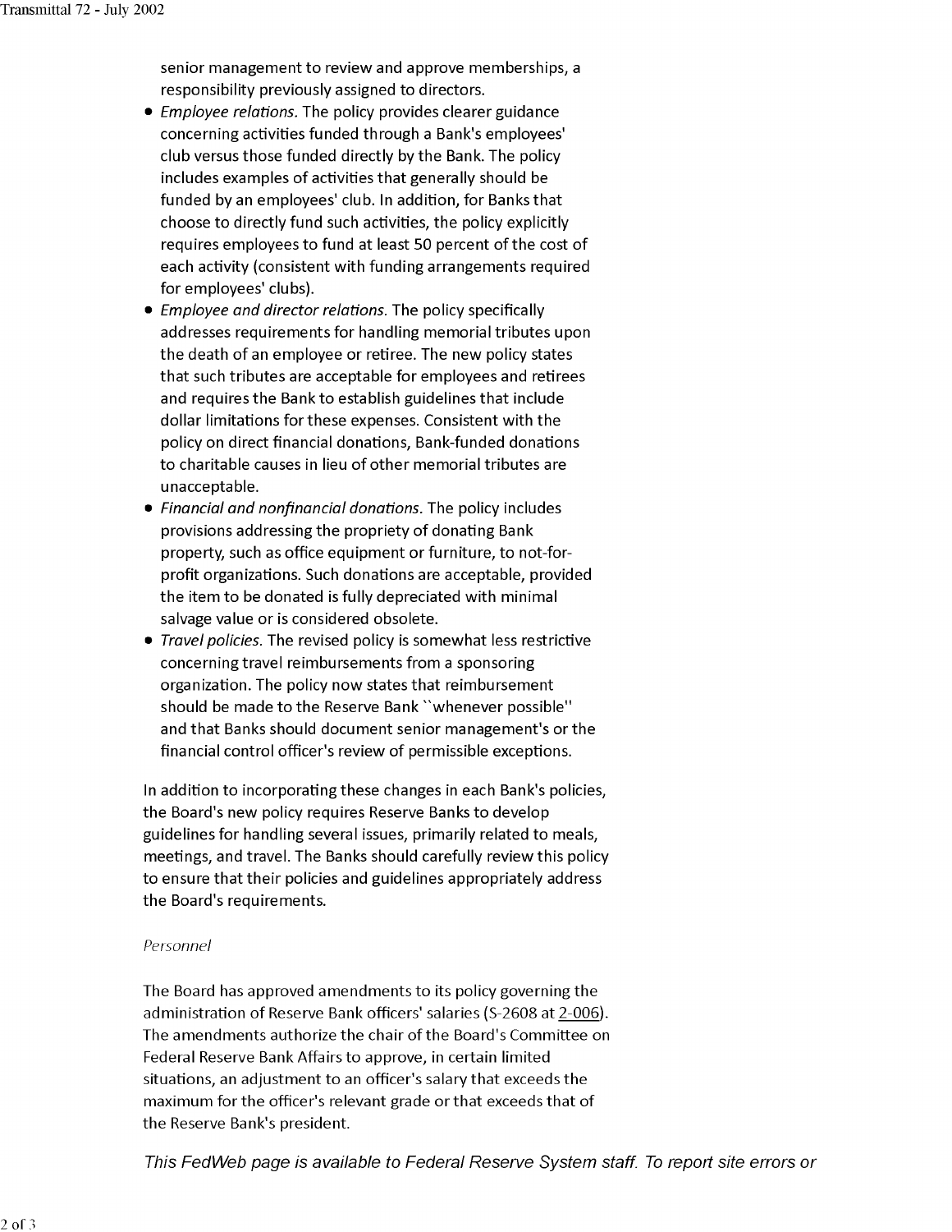senior management to review and approve memberships, a responsibility previously assigned to directors.

- *Employee relations.* The policy provides clearer guidance concerning activities funded through a Bank's employees' club versus those funded directly by the Bank. The policy includes examples of activities that generally should be funded by an employees' club. In addition, for Banks that choose to directly fund such activities, the policy explicitly requires employees to fund at least 50 percent of the cost of each activity (consistent with funding arrangements required for employees' clubs).
- *Employee and director relations.* The policy specifically addresses requirements for handling memorial tributes upon the death of an employee or retiree. The new policy states that such tributes are acceptable for employees and retirees and requires the Bank to establish guidelines that include dollar limitations for these expenses. Consistent with the policy on direct financial donations, Bank-funded donations to charitable causes in lieu of other memorial tributes are unacceptable.
- *Financial and nonfinancial donations.* The policy includes provisions addressing the propriety of donating Bank property, such as office equipment or furniture, to not-for-profit organizations. Such donations are acceptable, provided the item to be donated is fully depreciated with minimal salvage value or is considered obsolete.
- *Travel policies.* The revised policy is somewhat less restrictive concerning travel reimbursements from a sponsoring organization. The policy now states that reimbursement should be made to the Reserve Bank ``whenever possible'' and that Banks should document senior management's or the financial control officer's review of permissible exceptions.

In addition to incorporating these changes in each Bank's policies, the Board's new policy requires Reserve Banks to develop guidelines for handling several issues, primarily related to meals, meetings, and travel. The Banks should carefully review this policy to ensure that their policies and guidelines appropriately address the Board's requirements.

*Personnel*

The Board has approved amendments to its policy governing the administration of Reserve Bank officers' salaries (S-2608 at 2-006). The amendments authorize the chair of the Board's Committee on Federal Reserve Bank Affairs to approve, in certain limited situations, an adjustment to an officer's salary that exceeds the maximum for the officer's relevant grade or that exceeds that of the Reserve Bank's president.

*This FedWeb page is available to Federal Reserve System staff. To report site errors or*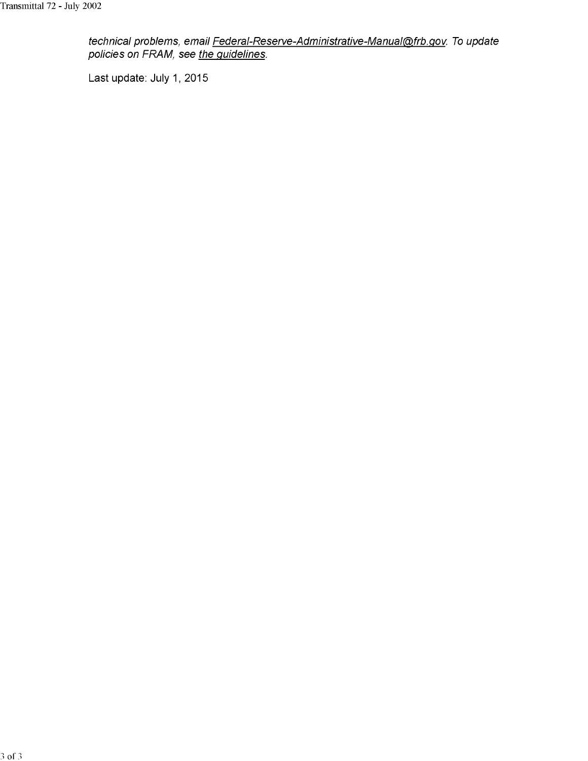*technical problems, email Federal-Reserve-Administrative-Manual@frb.gov. To update policies on FRAM, see the guidelines.*

Last update: July 1, 2015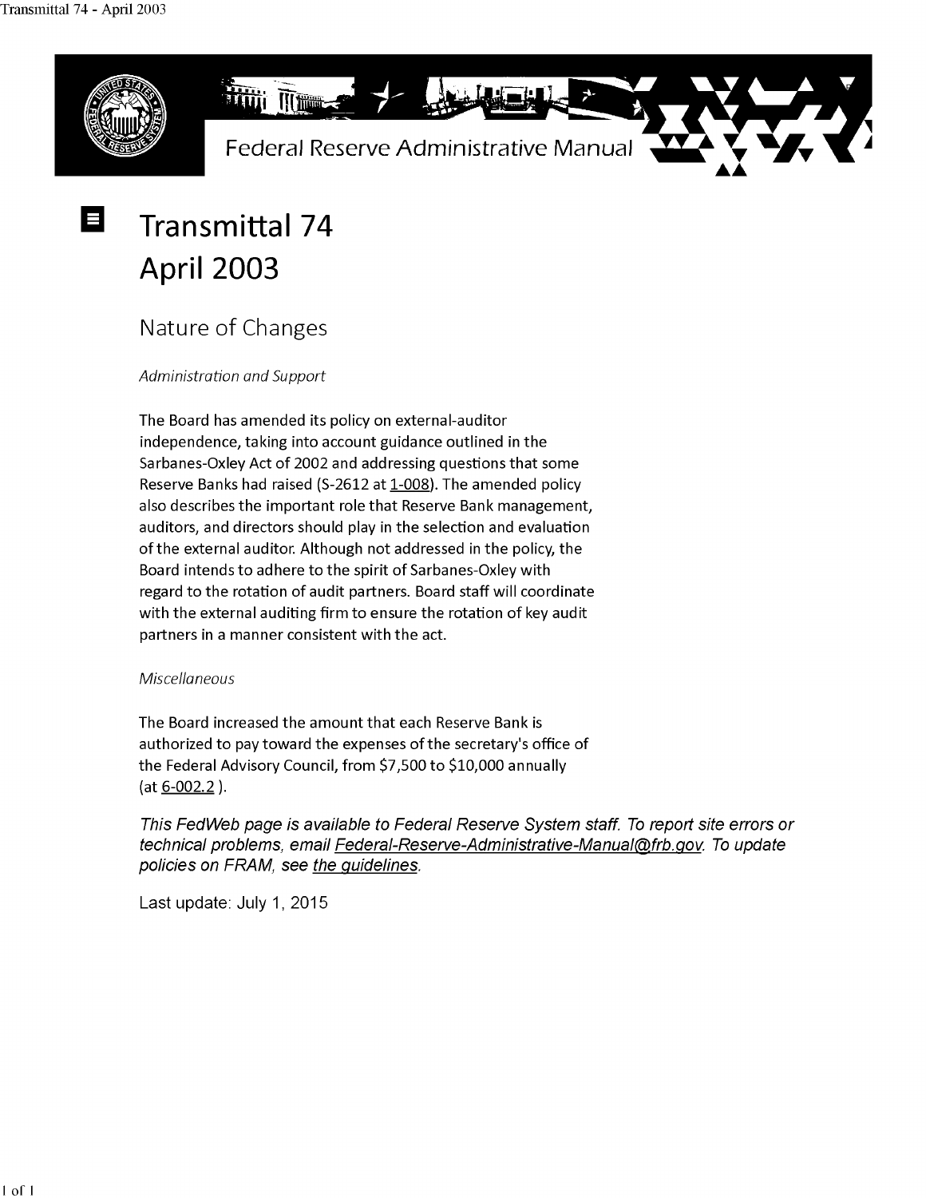Federal Reserve Administrative Manual

# Transmittal 74
# April 2003

## Nature of Changes

*Administration and Support*

The Board has amended its policy on external-auditor independence, taking into account guidance outlined in the Sarbanes-Oxley Act of 2002 and addressing questions that some Reserve Banks had raised (S-2612 at 1-008). The amended policy also describes the important role that Reserve Bank management, auditors, and directors should play in the selection and evaluation of the external auditor. Although not addressed in the policy, the Board intends to adhere to the spirit of Sarbanes-Oxley with regard to the rotation of audit partners. Board staff will coordinate with the external auditing firm to ensure the rotation of key audit partners in a manner consistent with the act.

*Miscellaneous*

The Board increased the amount that each Reserve Bank is authorized to pay toward the expenses of the secretary's office of the Federal Advisory Council, from $7,500 to $10,000 annually (at 6-002.2 ).

*This FedWeb page is available to Federal Reserve System staff. To report site errors or technical problems, email Federal-Reserve-Administrative-Manual@frb.gov. To update policies on FRAM, see the guidelines.*

Last update: July 1, 2015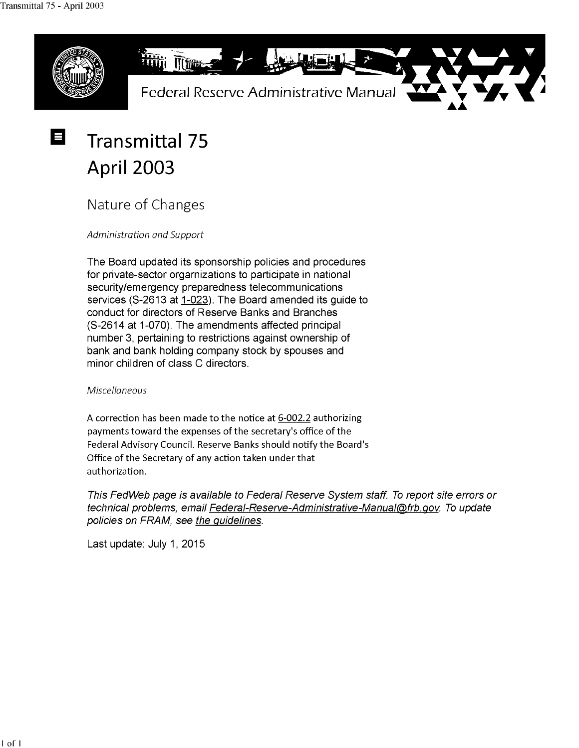Federal Reserve Administrative Manual

# Transmittal 75
# April 2003

## Nature of Changes

*Administration and Support*

The Board updated its sponsorship policies and procedures for private-sector organizations to participate in national security/emergency preparedness telecommunications services (S-2613 at 1-023). The Board amended its guide to conduct for directors of Reserve Banks and Branches (S-2614 at 1-070). The amendments affected principal number 3, pertaining to restrictions against ownership of bank and bank holding company stock by spouses and minor children of class C directors.

*Miscellaneous*

A correction has been made to the notice at 6-002.2 authorizing payments toward the expenses of the secretary's office of the Federal Advisory Council. Reserve Banks should notify the Board's Office of the Secretary of any action taken under that authorization.

*This FedWeb page is available to Federal Reserve System staff. To report site errors or technical problems, email Federal-Reserve-Administrative-Manual@frb.gov. To update policies on FRAM, see the guidelines.*

Last update: July 1, 2015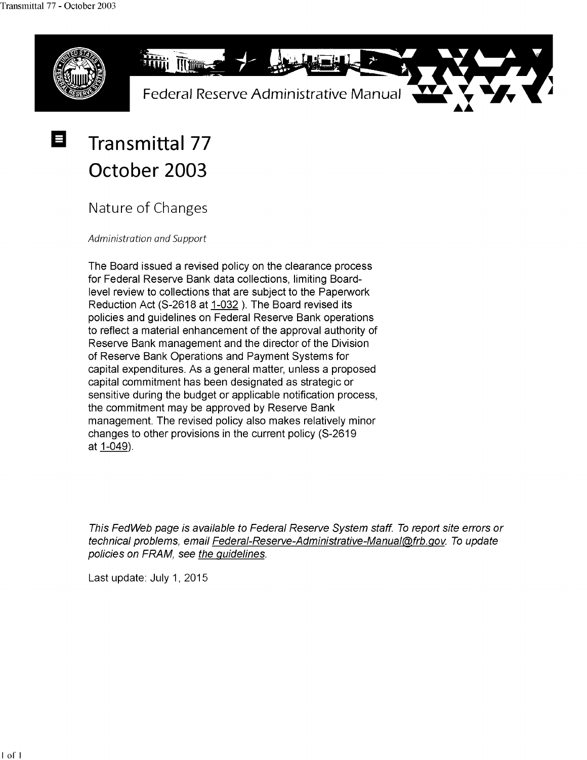Federal Reserve Administrative Manual

# Transmittal 77
# October 2003

## Nature of Changes

*Administration and Support*

The Board issued a revised policy on the clearance process for Federal Reserve Bank data collections, limiting Board-level review to collections that are subject to the Paperwork Reduction Act (S-2618 at 1-032 ). The Board revised its policies and guidelines on Federal Reserve Bank operations to reflect a material enhancement of the approval authority of Reserve Bank management and the director of the Division of Reserve Bank Operations and Payment Systems for capital expenditures. As a general matter, unless a proposed capital commitment has been designated as strategic or sensitive during the budget or applicable notification process, the commitment may be approved by Reserve Bank management. The revised policy also makes relatively minor changes to other provisions in the current policy (S-2619 at 1-049).

*This FedWeb page is available to Federal Reserve System staff. To report site errors or technical problems, email Federal-Reserve-Administrative-Manual@frb.gov. To update policies on FRAM, see the guidelines.*

Last update: July 1, 2015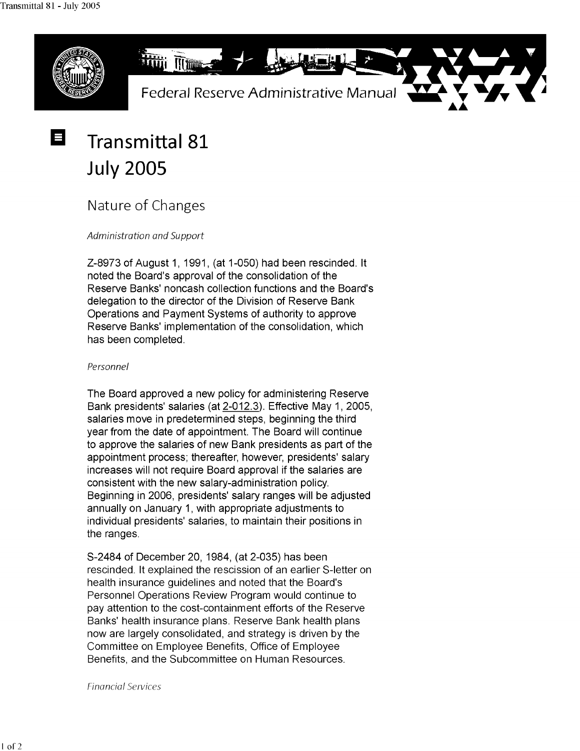# Transmittal 81
# July 2005

## Nature of Changes

*Administration and Support*

Z-8973 of August 1, 1991, (at 1-050) had been rescinded. It noted the Board's approval of the consolidation of the Reserve Banks' noncash collection functions and the Board's delegation to the director of the Division of Reserve Bank Operations and Payment Systems of authority to approve Reserve Banks' implementation of the consolidation, which has been completed.

*Personnel*

The Board approved a new policy for administering Reserve Bank presidents' salaries (at 2-012.3). Effective May 1, 2005, salaries move in predetermined steps, beginning the third year from the date of appointment. The Board will continue to approve the salaries of new Bank presidents as part of the appointment process; thereafter, however, presidents' salary increases will not require Board approval if the salaries are consistent with the new salary-administration policy. Beginning in 2006, presidents' salary ranges will be adjusted annually on January 1, with appropriate adjustments to individual presidents' salaries, to maintain their positions in the ranges.

S-2484 of December 20, 1984, (at 2-035) has been rescinded. It explained the rescission of an earlier S-letter on health insurance guidelines and noted that the Board's Personnel Operations Review Program would continue to pay attention to the cost-containment efforts of the Reserve Banks' health insurance plans. Reserve Bank health plans now are largely consolidated, and strategy is driven by the Committee on Employee Benefits, Office of Employee Benefits, and the Subcommittee on Human Resources.

*Financial Services*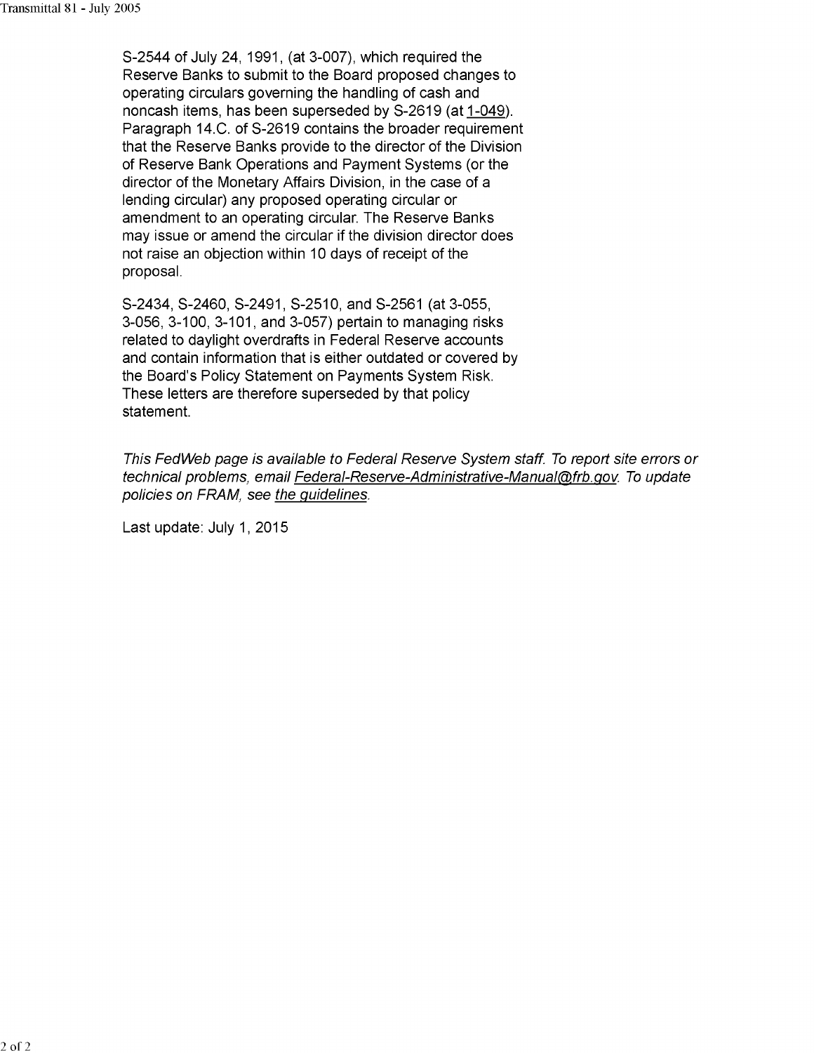S-2544 of July 24, 1991, (at 3-007), which required the Reserve Banks to submit to the Board proposed changes to operating circulars governing the handling of cash and noncash items, has been superseded by S-2619 (at 1-049). Paragraph 14.C. of S-2619 contains the broader requirement that the Reserve Banks provide to the director of the Division of Reserve Bank Operations and Payment Systems (or the director of the Monetary Affairs Division, in the case of a lending circular) any proposed operating circular or amendment to an operating circular. The Reserve Banks may issue or amend the circular if the division director does not raise an objection within 10 days of receipt of the proposal.

S-2434, S-2460, S-2491, S-2510, and S-2561 (at 3-055, 3-056, 3-100, 3-101, and 3-057) pertain to managing risks related to daylight overdrafts in Federal Reserve accounts and contain information that is either outdated or covered by the Board's Policy Statement on Payments System Risk. These letters are therefore superseded by that policy statement.

*This FedWeb page is available to Federal Reserve System staff. To report site errors or technical problems, email Federal-Reserve-Administrative-Manual@frb.gov. To update policies on FRAM, see the guidelines.*

Last update: July 1, 2015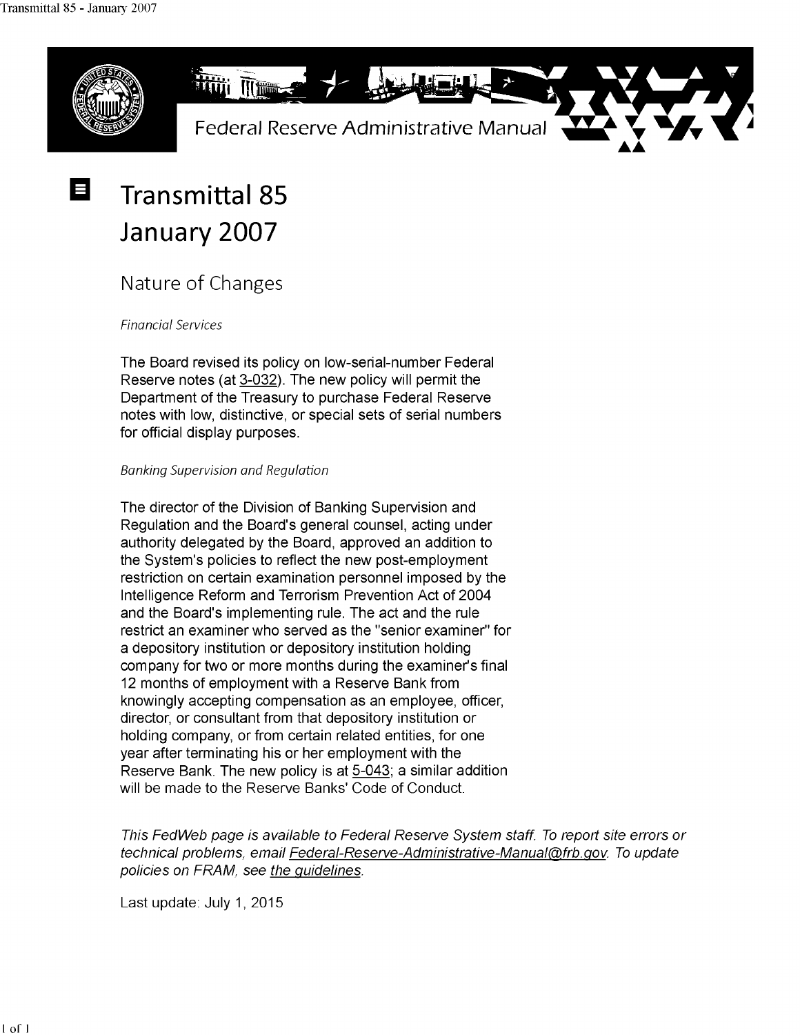Federal Reserve Administrative Manual

# Transmittal 85
# January 2007

## Nature of Changes

*Financial Services*

The Board revised its policy on low-serial-number Federal Reserve notes (at 3-032). The new policy will permit the Department of the Treasury to purchase Federal Reserve notes with low, distinctive, or special sets of serial numbers for official display purposes.

*Banking Supervision and Regulation*

The director of the Division of Banking Supervision and Regulation and the Board's general counsel, acting under authority delegated by the Board, approved an addition to the System's policies to reflect the new post-employment restriction on certain examination personnel imposed by the Intelligence Reform and Terrorism Prevention Act of 2004 and the Board's implementing rule. The act and the rule restrict an examiner who served as the "senior examiner" for a depository institution or depository institution holding company for two or more months during the examiner's final 12 months of employment with a Reserve Bank from knowingly accepting compensation as an employee, officer, director, or consultant from that depository institution or holding company, or from certain related entities, for one year after terminating his or her employment with the Reserve Bank. The new policy is at 5-043; a similar addition will be made to the Reserve Banks' Code of Conduct.

*This FedWeb page is available to Federal Reserve System staff. To report site errors or technical problems, email Federal-Reserve-Administrative-Manual@frb.gov. To update policies on FRAM, see the guidelines.*

Last update: July 1, 2015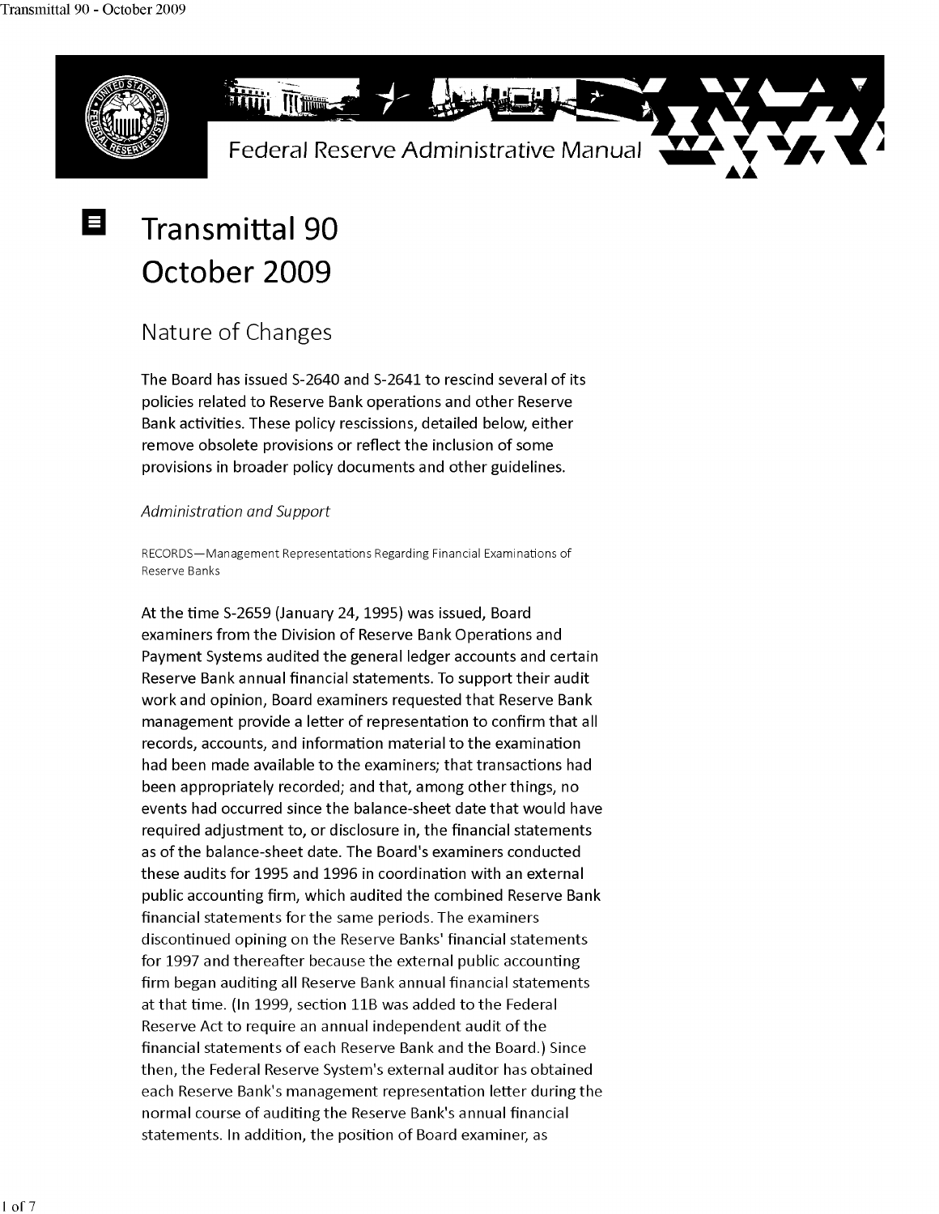Federal Reserve Administrative Manual

# Transmittal 90
# October 2009

## Nature of Changes

The Board has issued S-2640 and S-2641 to rescind several of its policies related to Reserve Bank operations and other Reserve Bank activities. These policy rescissions, detailed below, either remove obsolete provisions or reflect the inclusion of some provisions in broader policy documents and other guidelines.

*Administration and Support*

RECORDS—Management Representations Regarding Financial Examinations of Reserve Banks

At the time S-2659 (January 24, 1995) was issued, Board examiners from the Division of Reserve Bank Operations and Payment Systems audited the general ledger accounts and certain Reserve Bank annual financial statements. To support their audit work and opinion, Board examiners requested that Reserve Bank management provide a letter of representation to confirm that all records, accounts, and information material to the examination had been made available to the examiners; that transactions had been appropriately recorded; and that, among other things, no events had occurred since the balance-sheet date that would have required adjustment to, or disclosure in, the financial statements as of the balance-sheet date. The Board's examiners conducted these audits for 1995 and 1996 in coordination with an external public accounting firm, which audited the combined Reserve Bank financial statements for the same periods. The examiners discontinued opining on the Reserve Banks' financial statements for 1997 and thereafter because the external public accounting firm began auditing all Reserve Bank annual financial statements at that time. (In 1999, section 11B was added to the Federal Reserve Act to require an annual independent audit of the financial statements of each Reserve Bank and the Board.) Since then, the Federal Reserve System's external auditor has obtained each Reserve Bank's management representation letter during the normal course of auditing the Reserve Bank's annual financial statements. In addition, the position of Board examiner, as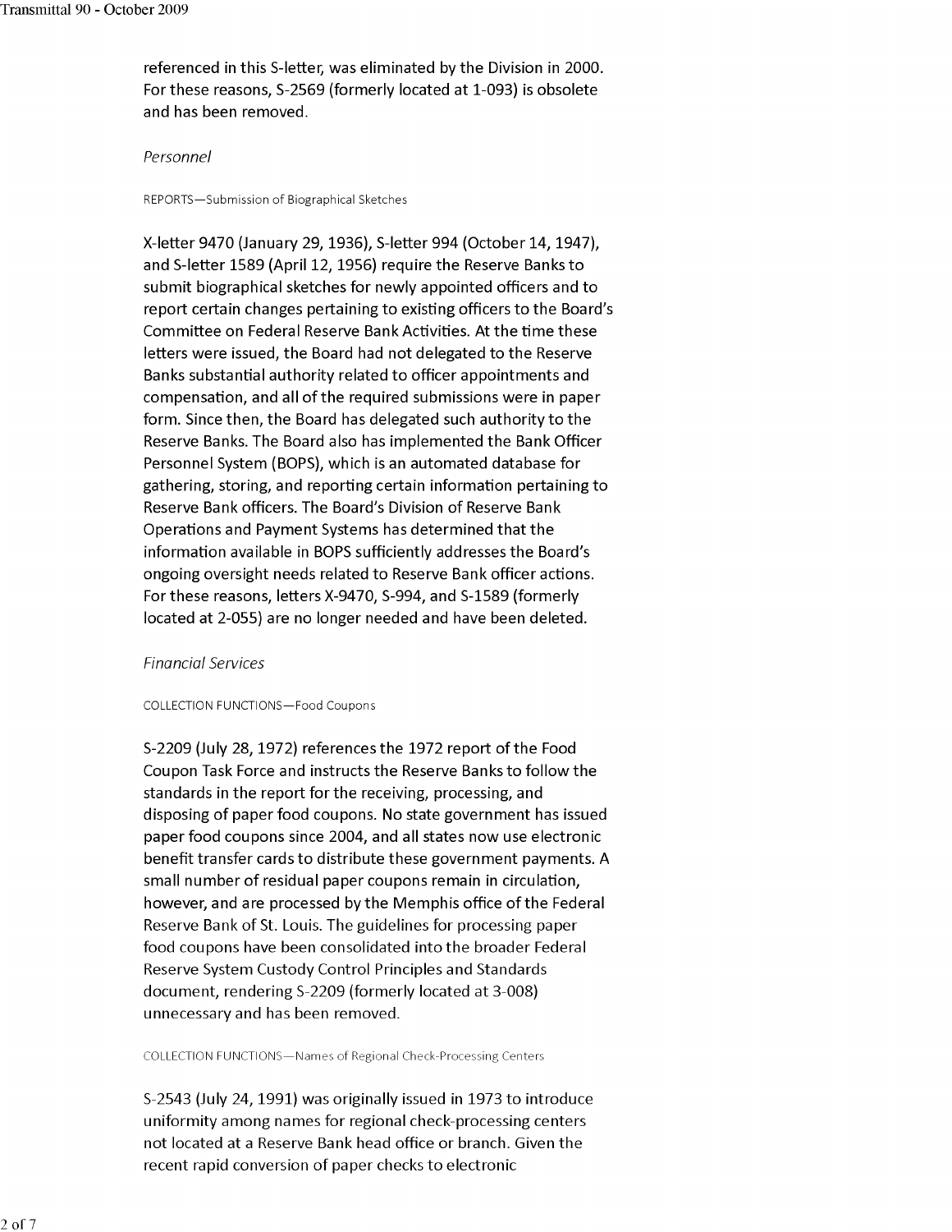referenced in this S-letter, was eliminated by the Division in 2000. For these reasons, S-2569 (formerly located at 1-093) is obsolete and has been removed.

*Personnel*

REPORTS—Submission of Biographical Sketches

X-letter 9470 (January 29, 1936), S-letter 994 (October 14, 1947), and S-letter 1589 (April 12, 1956) require the Reserve Banks to submit biographical sketches for newly appointed officers and to report certain changes pertaining to existing officers to the Board's Committee on Federal Reserve Bank Activities. At the time these letters were issued, the Board had not delegated to the Reserve Banks substantial authority related to officer appointments and compensation, and all of the required submissions were in paper form. Since then, the Board has delegated such authority to the Reserve Banks. The Board also has implemented the Bank Officer Personnel System (BOPS), which is an automated database for gathering, storing, and reporting certain information pertaining to Reserve Bank officers. The Board's Division of Reserve Bank Operations and Payment Systems has determined that the information available in BOPS sufficiently addresses the Board's ongoing oversight needs related to Reserve Bank officer actions. For these reasons, letters X-9470, S-994, and S-1589 (formerly located at 2-055) are no longer needed and have been deleted.

*Financial Services*

COLLECTION FUNCTIONS—Food Coupons

S-2209 (July 28, 1972) references the 1972 report of the Food Coupon Task Force and instructs the Reserve Banks to follow the standards in the report for the receiving, processing, and disposing of paper food coupons. No state government has issued paper food coupons since 2004, and all states now use electronic benefit transfer cards to distribute these government payments. A small number of residual paper coupons remain in circulation, however, and are processed by the Memphis office of the Federal Reserve Bank of St. Louis. The guidelines for processing paper food coupons have been consolidated into the broader Federal Reserve System Custody Control Principles and Standards document, rendering S-2209 (formerly located at 3-008) unnecessary and has been removed.

COLLECTION FUNCTIONS—Names of Regional Check-Processing Centers

S-2543 (July 24, 1991) was originally issued in 1973 to introduce uniformity among names for regional check-processing centers not located at a Reserve Bank head office or branch. Given the recent rapid conversion of paper checks to electronic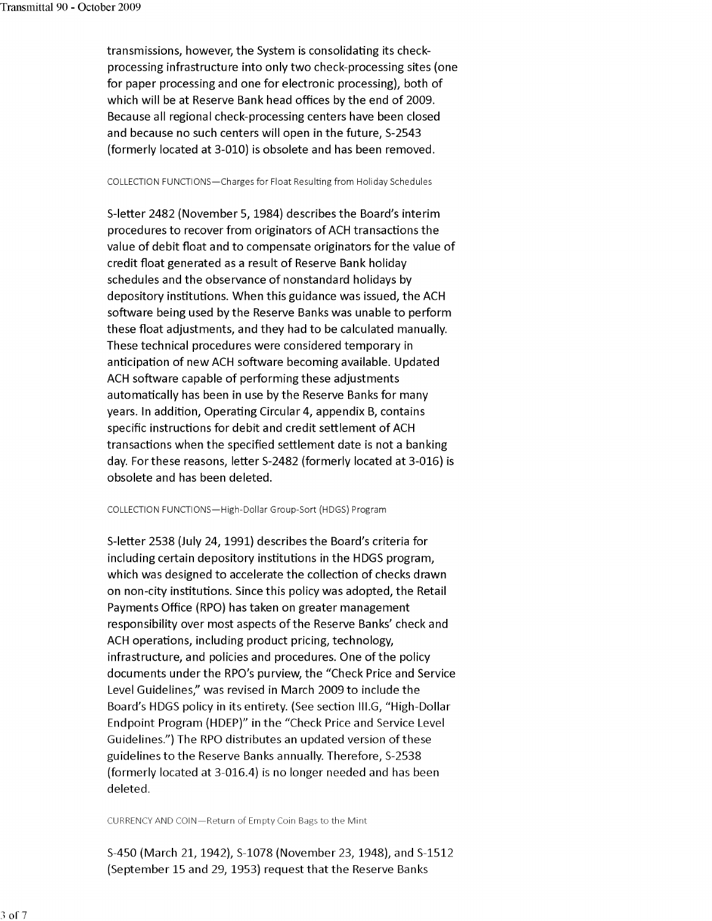transmissions, however, the System is consolidating its check-processing infrastructure into only two check-processing sites (one for paper processing and one for electronic processing), both of which will be at Reserve Bank head offices by the end of 2009. Because all regional check-processing centers have been closed and because no such centers will open in the future, S-2543 (formerly located at 3-010) is obsolete and has been removed.

#### COLLECTION FUNCTIONS—Charges for Float Resulting from Holiday Schedules

S-letter 2482 (November 5, 1984) describes the Board's interim procedures to recover from originators of ACH transactions the value of debit float and to compensate originators for the value of credit float generated as a result of Reserve Bank holiday schedules and the observance of nonstandard holidays by depository institutions. When this guidance was issued, the ACH software being used by the Reserve Banks was unable to perform these float adjustments, and they had to be calculated manually. These technical procedures were considered temporary in anticipation of new ACH software becoming available. Updated ACH software capable of performing these adjustments automatically has been in use by the Reserve Banks for many years. In addition, Operating Circular 4, appendix B, contains specific instructions for debit and credit settlement of ACH transactions when the specified settlement date is not a banking day. For these reasons, letter S-2482 (formerly located at 3-016) is obsolete and has been deleted.

#### COLLECTION FUNCTIONS—High-Dollar Group-Sort (HDGS) Program

S-letter 2538 (July 24, 1991) describes the Board's criteria for including certain depository institutions in the HDGS program, which was designed to accelerate the collection of checks drawn on non-city institutions. Since this policy was adopted, the Retail Payments Office (RPO) has taken on greater management responsibility over most aspects of the Reserve Banks' check and ACH operations, including product pricing, technology, infrastructure, and policies and procedures. One of the policy documents under the RPO's purview, the "Check Price and Service Level Guidelines," was revised in March 2009 to include the Board's HDGS policy in its entirety. (See section III.G, "High-Dollar Endpoint Program (HDEP)" in the "Check Price and Service Level Guidelines.") The RPO distributes an updated version of these guidelines to the Reserve Banks annually. Therefore, S-2538 (formerly located at 3-016.4) is no longer needed and has been deleted.

#### CURRENCY AND COIN—Return of Empty Coin Bags to the Mint

S-450 (March 21, 1942), S-1078 (November 23, 1948), and S-1512 (September 15 and 29, 1953) request that the Reserve Banks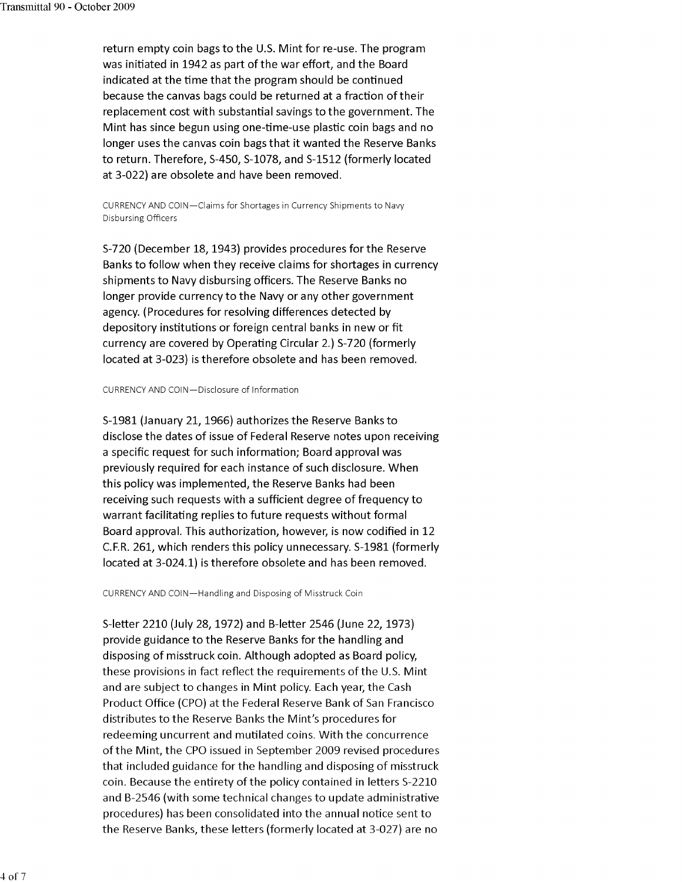return empty coin bags to the U.S. Mint for re-use. The program was initiated in 1942 as part of the war effort, and the Board indicated at the time that the program should be continued because the canvas bags could be returned at a fraction of their replacement cost with substantial savings to the government. The Mint has since begun using one-time-use plastic coin bags and no longer uses the canvas coin bags that it wanted the Reserve Banks to return. Therefore, S-450, S-1078, and S-1512 (formerly located at 3-022) are obsolete and have been removed.

CURRENCY AND COIN—Claims for Shortages in Currency Shipments to Navy Disbursing Officers

S-720 (December 18, 1943) provides procedures for the Reserve Banks to follow when they receive claims for shortages in currency shipments to Navy disbursing officers. The Reserve Banks no longer provide currency to the Navy or any other government agency. (Procedures for resolving differences detected by depository institutions or foreign central banks in new or fit currency are covered by Operating Circular 2.) S-720 (formerly located at 3-023) is therefore obsolete and has been removed.

CURRENCY AND COIN—Disclosure of Information

S-1981 (January 21, 1966) authorizes the Reserve Banks to disclose the dates of issue of Federal Reserve notes upon receiving a specific request for such information; Board approval was previously required for each instance of such disclosure. When this policy was implemented, the Reserve Banks had been receiving such requests with a sufficient degree of frequency to warrant facilitating replies to future requests without formal Board approval. This authorization, however, is now codified in 12 C.F.R. 261, which renders this policy unnecessary. S-1981 (formerly located at 3-024.1) is therefore obsolete and has been removed.

CURRENCY AND COIN—Handling and Disposing of Misstruck Coin

S-letter 2210 (July 28, 1972) and B-letter 2546 (June 22, 1973) provide guidance to the Reserve Banks for the handling and disposing of misstruck coin. Although adopted as Board policy, these provisions in fact reflect the requirements of the U.S. Mint and are subject to changes in Mint policy. Each year, the Cash Product Office (CPO) at the Federal Reserve Bank of San Francisco distributes to the Reserve Banks the Mint's procedures for redeeming uncurrent and mutilated coins. With the concurrence of the Mint, the CPO issued in September 2009 revised procedures that included guidance for the handling and disposing of misstruck coin. Because the entirety of the policy contained in letters S-2210 and B-2546 (with some technical changes to update administrative procedures) has been consolidated into the annual notice sent to the Reserve Banks, these letters (formerly located at 3-027) are no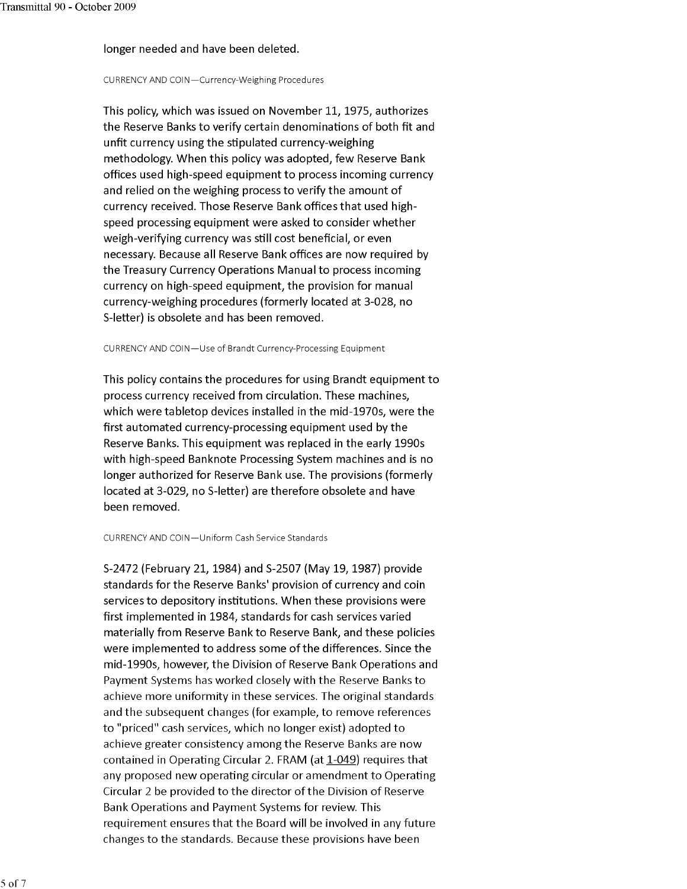longer needed and have been deleted.

CURRENCY AND COIN—Currency-Weighing Procedures

This policy, which was issued on November 11, 1975, authorizes the Reserve Banks to verify certain denominations of both fit and unfit currency using the stipulated currency-weighing methodology. When this policy was adopted, few Reserve Bank offices used high-speed equipment to process incoming currency and relied on the weighing process to verify the amount of currency received. Those Reserve Bank offices that used high-speed processing equipment were asked to consider whether weigh-verifying currency was still cost beneficial, or even necessary. Because all Reserve Bank offices are now required by the Treasury Currency Operations Manual to process incoming currency on high-speed equipment, the provision for manual currency-weighing procedures (formerly located at 3-028, no S-letter) is obsolete and has been removed.

CURRENCY AND COIN—Use of Brandt Currency-Processing Equipment

This policy contains the procedures for using Brandt equipment to process currency received from circulation. These machines, which were tabletop devices installed in the mid-1970s, were the first automated currency-processing equipment used by the Reserve Banks. This equipment was replaced in the early 1990s with high-speed Banknote Processing System machines and is no longer authorized for Reserve Bank use. The provisions (formerly located at 3-029, no S-letter) are therefore obsolete and have been removed.

CURRENCY AND COIN—Uniform Cash Service Standards

S-2472 (February 21, 1984) and S-2507 (May 19, 1987) provide standards for the Reserve Banks' provision of currency and coin services to depository institutions. When these provisions were first implemented in 1984, standards for cash services varied materially from Reserve Bank to Reserve Bank, and these policies were implemented to address some of the differences. Since the mid-1990s, however, the Division of Reserve Bank Operations and Payment Systems has worked closely with the Reserve Banks to achieve more uniformity in these services. The original standards and the subsequent changes (for example, to remove references to "priced" cash services, which no longer exist) adopted to achieve greater consistency among the Reserve Banks are now contained in Operating Circular 2. FRAM (at 1-049) requires that any proposed new operating circular or amendment to Operating Circular 2 be provided to the director of the Division of Reserve Bank Operations and Payment Systems for review. This requirement ensures that the Board will be involved in any future changes to the standards. Because these provisions have been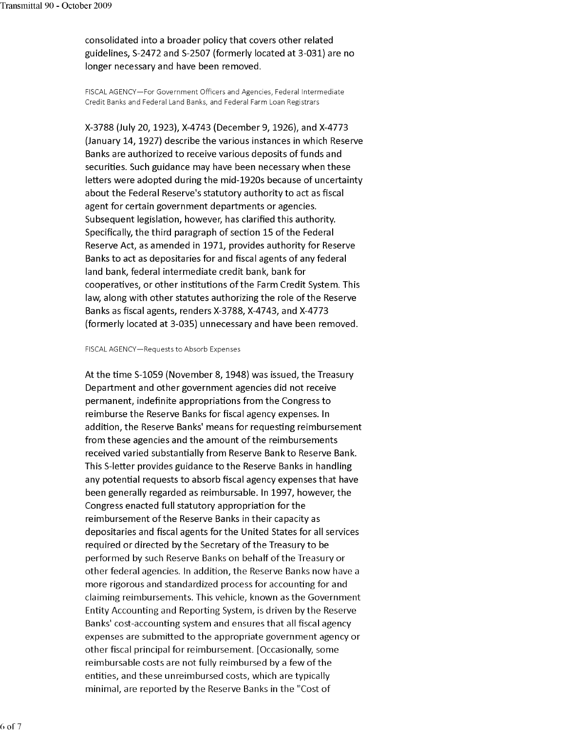consolidated into a broader policy that covers other related guidelines, S-2472 and S-2507 (formerly located at 3-031) are no longer necessary and have been removed.

FISCAL AGENCY—For Government Officers and Agencies, Federal Intermediate Credit Banks and Federal Land Banks, and Federal Farm Loan Registrars

X-3788 (July 20, 1923), X-4743 (December 9, 1926), and X-4773 (January 14, 1927) describe the various instances in which Reserve Banks are authorized to receive various deposits of funds and securities. Such guidance may have been necessary when these letters were adopted during the mid-1920s because of uncertainty about the Federal Reserve's statutory authority to act as fiscal agent for certain government departments or agencies. Subsequent legislation, however, has clarified this authority. Specifically, the third paragraph of section 15 of the Federal Reserve Act, as amended in 1971, provides authority for Reserve Banks to act as depositaries for and fiscal agents of any federal land bank, federal intermediate credit bank, bank for cooperatives, or other institutions of the Farm Credit System. This law, along with other statutes authorizing the role of the Reserve Banks as fiscal agents, renders X-3788, X-4743, and X-4773 (formerly located at 3-035) unnecessary and have been removed.

FISCAL AGENCY—Requests to Absorb Expenses

At the time S-1059 (November 8, 1948) was issued, the Treasury Department and other government agencies did not receive permanent, indefinite appropriations from the Congress to reimburse the Reserve Banks for fiscal agency expenses. In addition, the Reserve Banks' means for requesting reimbursement from these agencies and the amount of the reimbursements received varied substantially from Reserve Bank to Reserve Bank. This S-letter provides guidance to the Reserve Banks in handling any potential requests to absorb fiscal agency expenses that have been generally regarded as reimbursable. In 1997, however, the Congress enacted full statutory appropriation for the reimbursement of the Reserve Banks in their capacity as depositaries and fiscal agents for the United States for all services required or directed by the Secretary of the Treasury to be performed by such Reserve Banks on behalf of the Treasury or other federal agencies. In addition, the Reserve Banks now have a more rigorous and standardized process for accounting for and claiming reimbursements. This vehicle, known as the Government Entity Accounting and Reporting System, is driven by the Reserve Banks' cost-accounting system and ensures that all fiscal agency expenses are submitted to the appropriate government agency or other fiscal principal for reimbursement. [Occasionally, some reimbursable costs are not fully reimbursed by a few of the entities, and these unreimbursed costs, which are typically minimal, are reported by the Reserve Banks in the "Cost of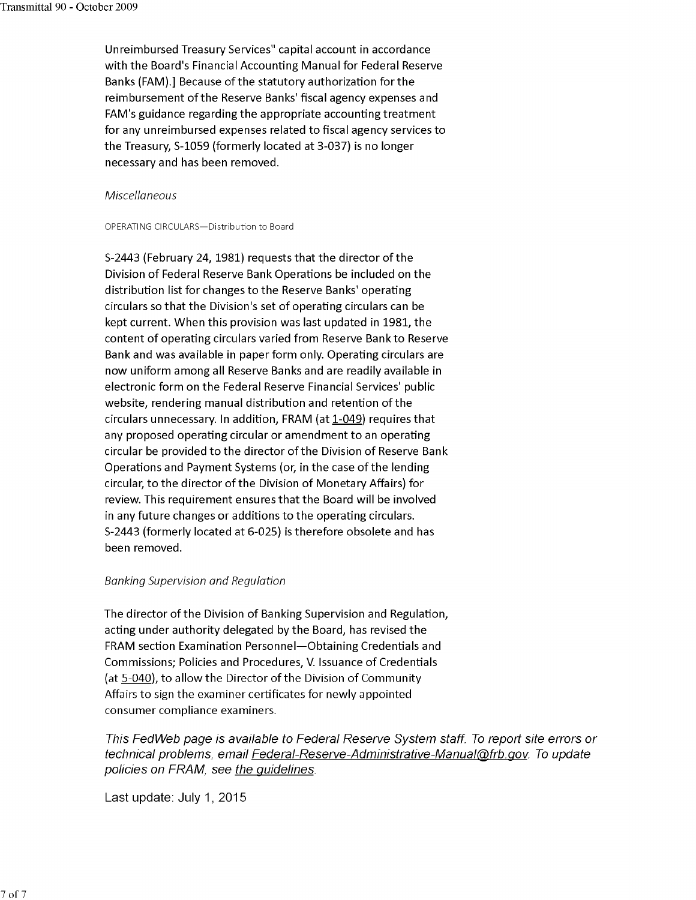Unreimbursed Treasury Services" capital account in accordance with the Board's Financial Accounting Manual for Federal Reserve Banks (FAM).] Because of the statutory authorization for the reimbursement of the Reserve Banks' fiscal agency expenses and FAM's guidance regarding the appropriate accounting treatment for any unreimbursed expenses related to fiscal agency services to the Treasury, S-1059 (formerly located at 3-037) is no longer necessary and has been removed.

*Miscellaneous*

OPERATING CIRCULARS—Distribution to Board

S-2443 (February 24, 1981) requests that the director of the Division of Federal Reserve Bank Operations be included on the distribution list for changes to the Reserve Banks' operating circulars so that the Division's set of operating circulars can be kept current. When this provision was last updated in 1981, the content of operating circulars varied from Reserve Bank to Reserve Bank and was available in paper form only. Operating circulars are now uniform among all Reserve Banks and are readily available in electronic form on the Federal Reserve Financial Services' public website, rendering manual distribution and retention of the circulars unnecessary. In addition, FRAM (at 1-049) requires that any proposed operating circular or amendment to an operating circular be provided to the director of the Division of Reserve Bank Operations and Payment Systems (or, in the case of the lending circular, to the director of the Division of Monetary Affairs) for review. This requirement ensures that the Board will be involved in any future changes or additions to the operating circulars. S-2443 (formerly located at 6-025) is therefore obsolete and has been removed.

*Banking Supervision and Regulation*

The director of the Division of Banking Supervision and Regulation, acting under authority delegated by the Board, has revised the FRAM section Examination Personnel—Obtaining Credentials and Commissions; Policies and Procedures, V. Issuance of Credentials (at 5-040), to allow the Director of the Division of Community Affairs to sign the examiner certificates for newly appointed consumer compliance examiners.

*This FedWeb page is available to Federal Reserve System staff. To report site errors or technical problems, email Federal-Reserve-Administrative-Manual@frb.gov. To update policies on FRAM, see the guidelines.*

Last update: July 1, 2015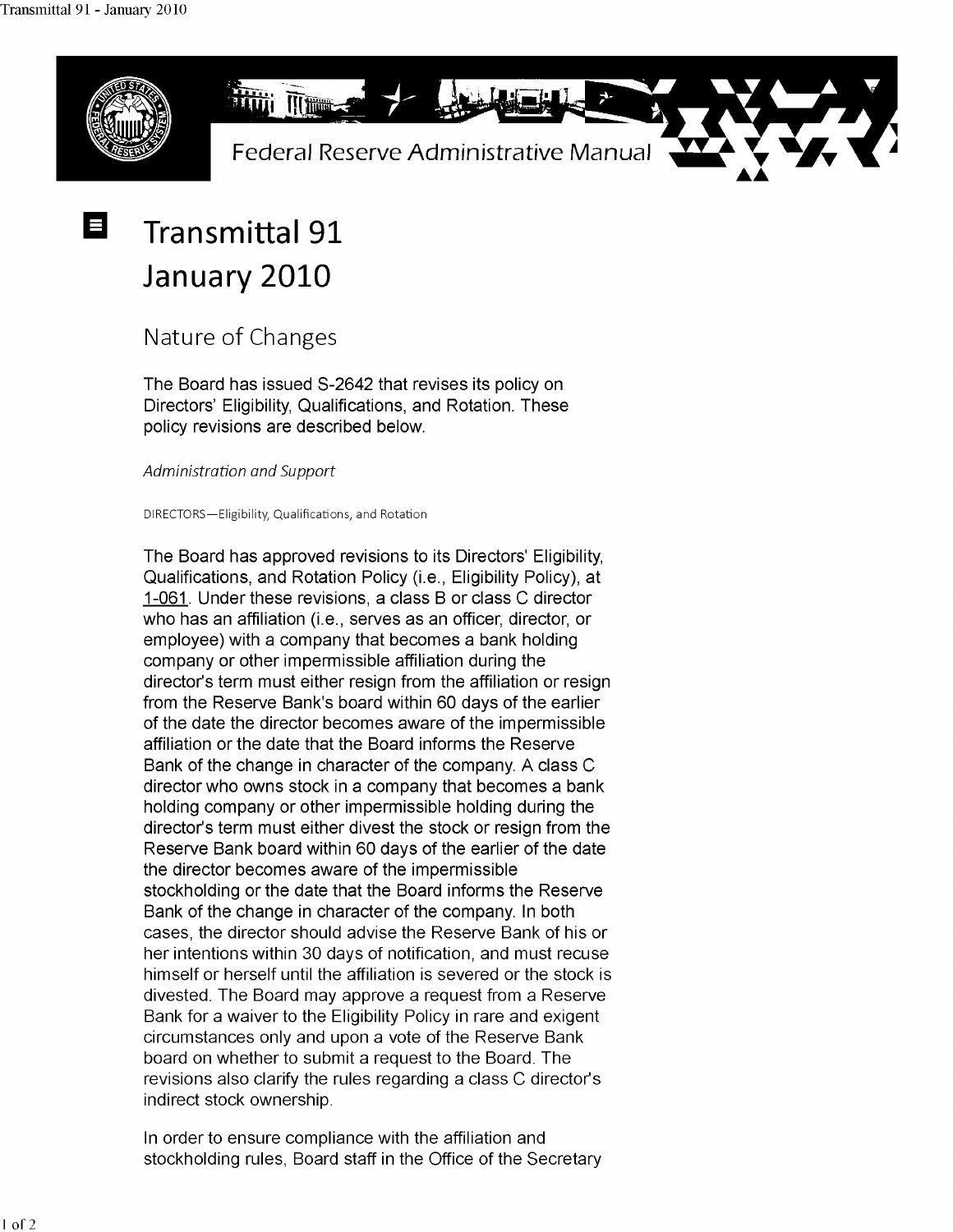Federal Reserve Administrative Manual

# Transmittal 91 January 2010

## Nature of Changes

The Board has issued S-2642 that revises its policy on Directors' Eligibility, Qualifications, and Rotation. These policy revisions are described below.

*Administration and Support*

DIRECTORS—Eligibility, Qualifications, and Rotation

The Board has approved revisions to its Directors' Eligibility, Qualifications, and Rotation Policy (i.e., Eligibility Policy), at 1-061. Under these revisions, a class B or class C director who has an affiliation (i.e., serves as an officer, director, or employee) with a company that becomes a bank holding company or other impermissible affiliation during the director's term must either resign from the affiliation or resign from the Reserve Bank's board within 60 days of the earlier of the date the director becomes aware of the impermissible affiliation or the date that the Board informs the Reserve Bank of the change in character of the company. A class C director who owns stock in a company that becomes a bank holding company or other impermissible holding during the director's term must either divest the stock or resign from the Reserve Bank board within 60 days of the earlier of the date the director becomes aware of the impermissible stockholding or the date that the Board informs the Reserve Bank of the change in character of the company. In both cases, the director should advise the Reserve Bank of his or her intentions within 30 days of notification, and must recuse himself or herself until the affiliation is severed or the stock is divested. The Board may approve a request from a Reserve Bank for a waiver to the Eligibility Policy in rare and exigent circumstances only and upon a vote of the Reserve Bank board on whether to submit a request to the Board. The revisions also clarify the rules regarding a class C director's indirect stock ownership.

In order to ensure compliance with the affiliation and stockholding rules, Board staff in the Office of the Secretary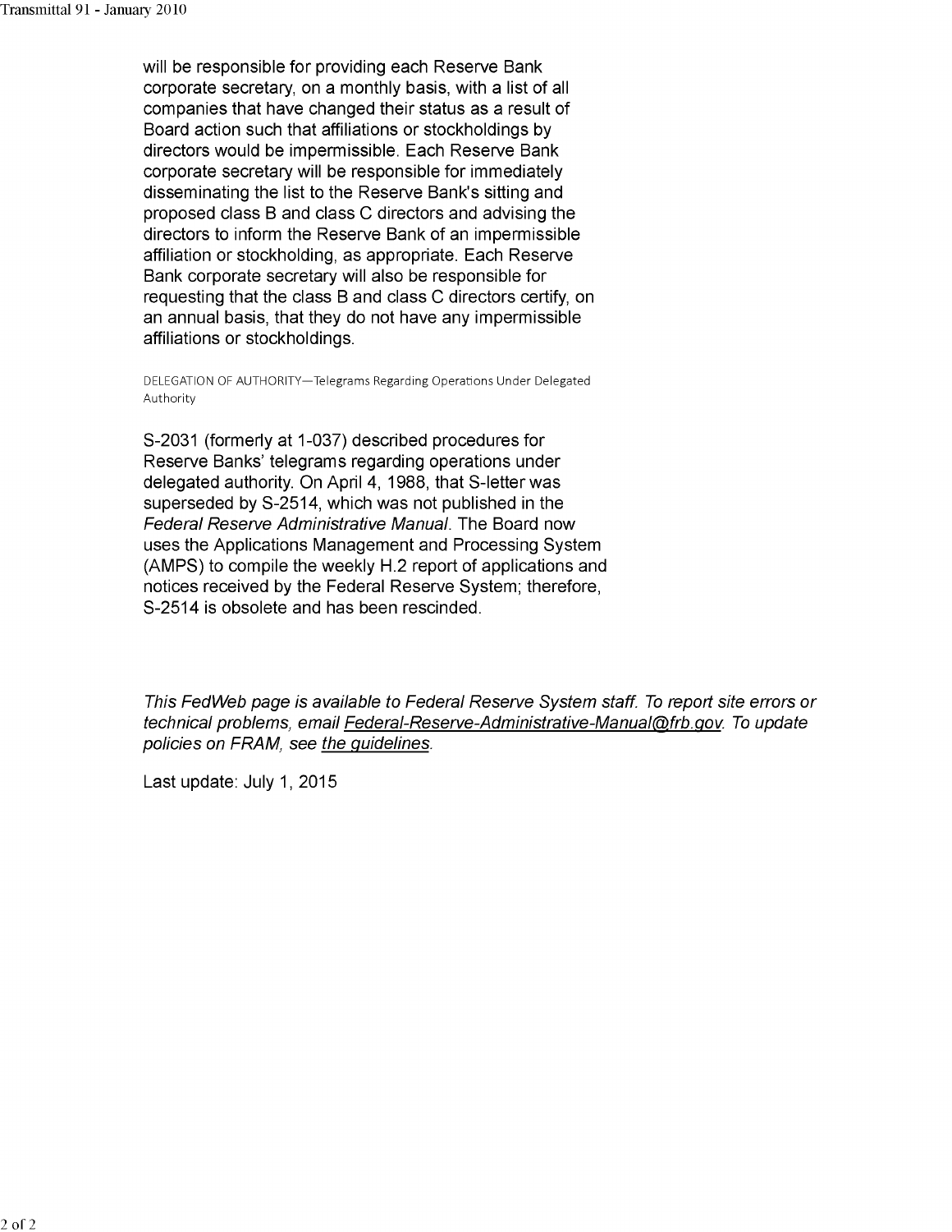will be responsible for providing each Reserve Bank corporate secretary, on a monthly basis, with a list of all companies that have changed their status as a result of Board action such that affiliations or stockholdings by directors would be impermissible. Each Reserve Bank corporate secretary will be responsible for immediately disseminating the list to the Reserve Bank's sitting and proposed class B and class C directors and advising the directors to inform the Reserve Bank of an impermissible affiliation or stockholding, as appropriate. Each Reserve Bank corporate secretary will also be responsible for requesting that the class B and class C directors certify, on an annual basis, that they do not have any impermissible affiliations or stockholdings.

DELEGATION OF AUTHORITY—Telegrams Regarding Operations Under Delegated Authority

S-2031 (formerly at 1-037) described procedures for Reserve Banks' telegrams regarding operations under delegated authority. On April 4, 1988, that S-letter was superseded by S-2514, which was not published in the *Federal Reserve Administrative Manual*. The Board now uses the Applications Management and Processing System (AMPS) to compile the weekly H.2 report of applications and notices received by the Federal Reserve System; therefore, S-2514 is obsolete and has been rescinded.

*This FedWeb page is available to Federal Reserve System staff. To report site errors or technical problems, email Federal-Reserve-Administrative-Manual@frb.gov. To update policies on FRAM, see the guidelines.*

Last update: July 1, 2015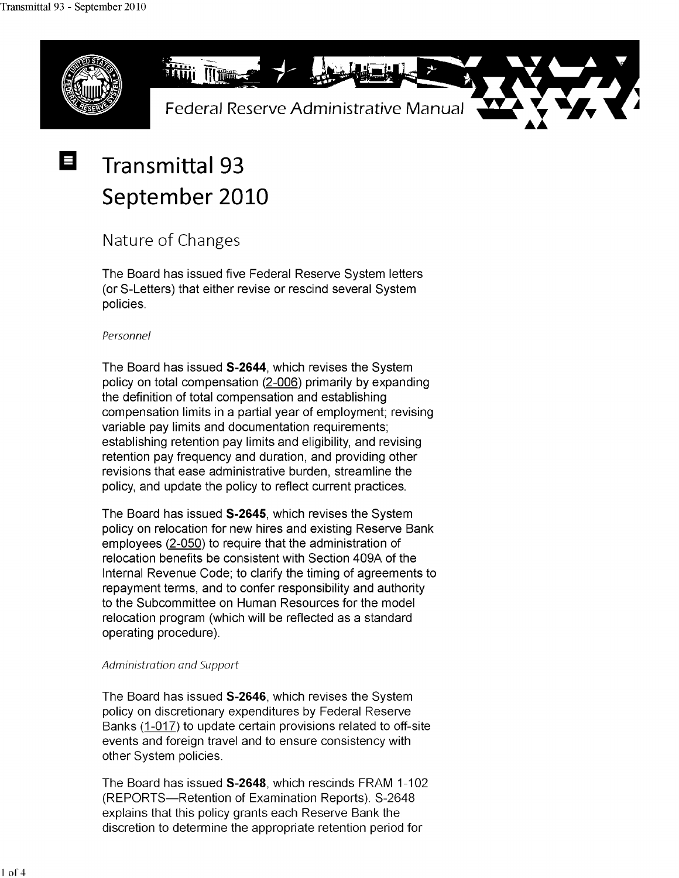Federal Reserve Administrative Manual

# Transmittal 93
# September 2010

## Nature of Changes

The Board has issued five Federal Reserve System letters (or S-Letters) that either revise or rescind several System policies.

*Personnel*

The Board has issued **S-2644**, which revises the System policy on total compensation (2-006) primarily by expanding the definition of total compensation and establishing compensation limits in a partial year of employment; revising variable pay limits and documentation requirements; establishing retention pay limits and eligibility, and revising retention pay frequency and duration, and providing other revisions that ease administrative burden, streamline the policy, and update the policy to reflect current practices.

The Board has issued **S-2645**, which revises the System policy on relocation for new hires and existing Reserve Bank employees (2-050) to require that the administration of relocation benefits be consistent with Section 409A of the Internal Revenue Code; to clarify the timing of agreements to repayment terms, and to confer responsibility and authority to the Subcommittee on Human Resources for the model relocation program (which will be reflected as a standard operating procedure).

*Administration and Support*

The Board has issued **S-2646**, which revises the System policy on discretionary expenditures by Federal Reserve Banks (1-017) to update certain provisions related to off-site events and foreign travel and to ensure consistency with other System policies.

The Board has issued **S-2648**, which rescinds FRAM 1-102 (REPORTS—Retention of Examination Reports). S-2648 explains that this policy grants each Reserve Bank the discretion to determine the appropriate retention period for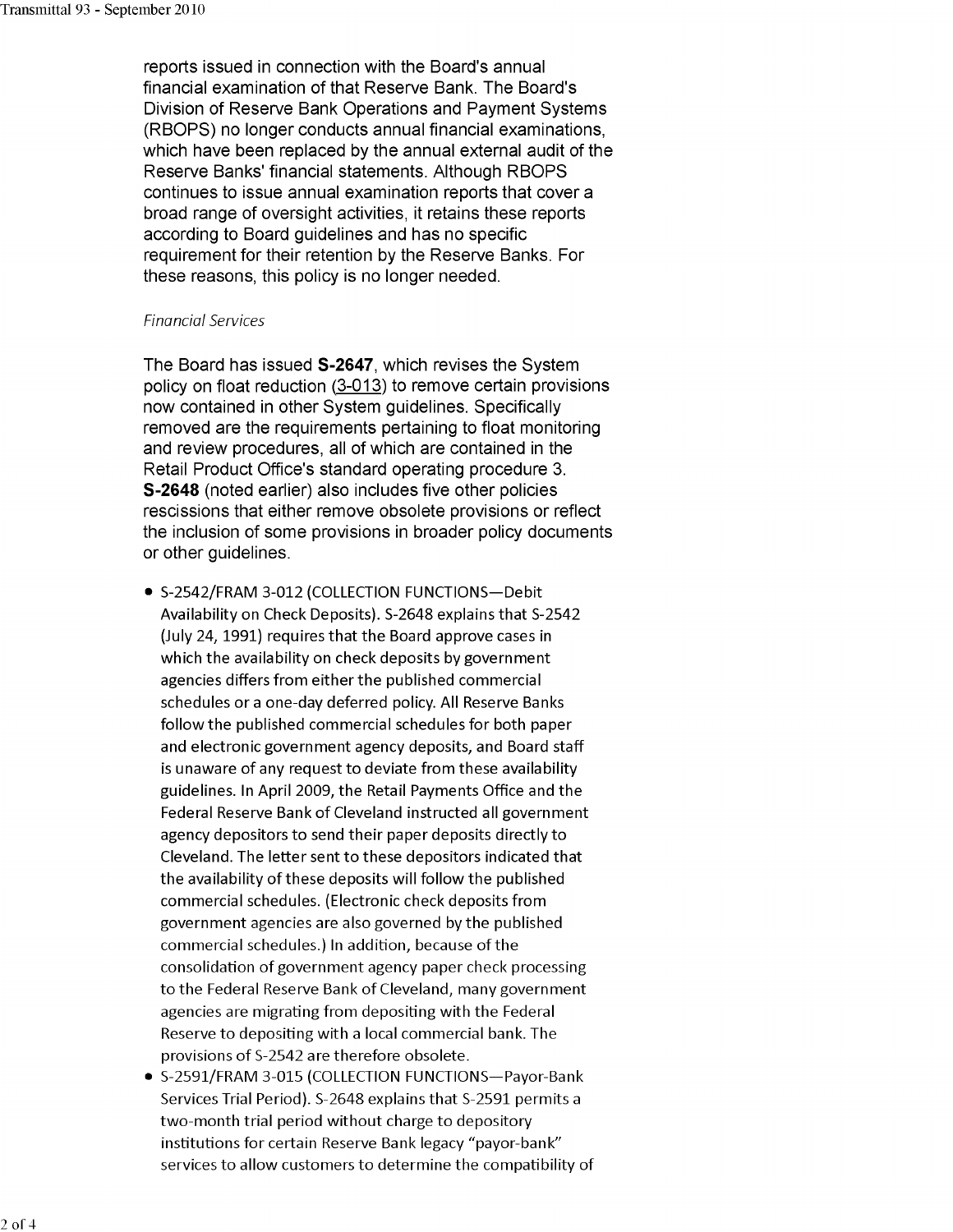reports issued in connection with the Board's annual financial examination of that Reserve Bank. The Board's Division of Reserve Bank Operations and Payment Systems (RBOPS) no longer conducts annual financial examinations, which have been replaced by the annual external audit of the Reserve Banks' financial statements. Although RBOPS continues to issue annual examination reports that cover a broad range of oversight activities, it retains these reports according to Board guidelines and has no specific requirement for their retention by the Reserve Banks. For these reasons, this policy is no longer needed.

*Financial Services*

The Board has issued **S-2647**, which revises the System policy on float reduction (3-013) to remove certain provisions now contained in other System guidelines. Specifically removed are the requirements pertaining to float monitoring and review procedures, all of which are contained in the Retail Product Office's standard operating procedure 3. **S-2648** (noted earlier) also includes five other policies rescissions that either remove obsolete provisions or reflect the inclusion of some provisions in broader policy documents or other guidelines.

- S-2542/FRAM 3-012 (COLLECTION FUNCTIONS—Debit Availability on Check Deposits). S-2648 explains that S-2542 (July 24, 1991) requires that the Board approve cases in which the availability on check deposits by government agencies differs from either the published commercial schedules or a one-day deferred policy. All Reserve Banks follow the published commercial schedules for both paper and electronic government agency deposits, and Board staff is unaware of any request to deviate from these availability guidelines. In April 2009, the Retail Payments Office and the Federal Reserve Bank of Cleveland instructed all government agency depositors to send their paper deposits directly to Cleveland. The letter sent to these depositors indicated that the availability of these deposits will follow the published commercial schedules. (Electronic check deposits from government agencies are also governed by the published commercial schedules.) In addition, because of the consolidation of government agency paper check processing to the Federal Reserve Bank of Cleveland, many government agencies are migrating from depositing with the Federal Reserve to depositing with a local commercial bank. The provisions of S-2542 are therefore obsolete.
- S-2591/FRAM 3-015 (COLLECTION FUNCTIONS—Payor-Bank Services Trial Period). S-2648 explains that S-2591 permits a two-month trial period without charge to depository institutions for certain Reserve Bank legacy "payor-bank" services to allow customers to determine the compatibility of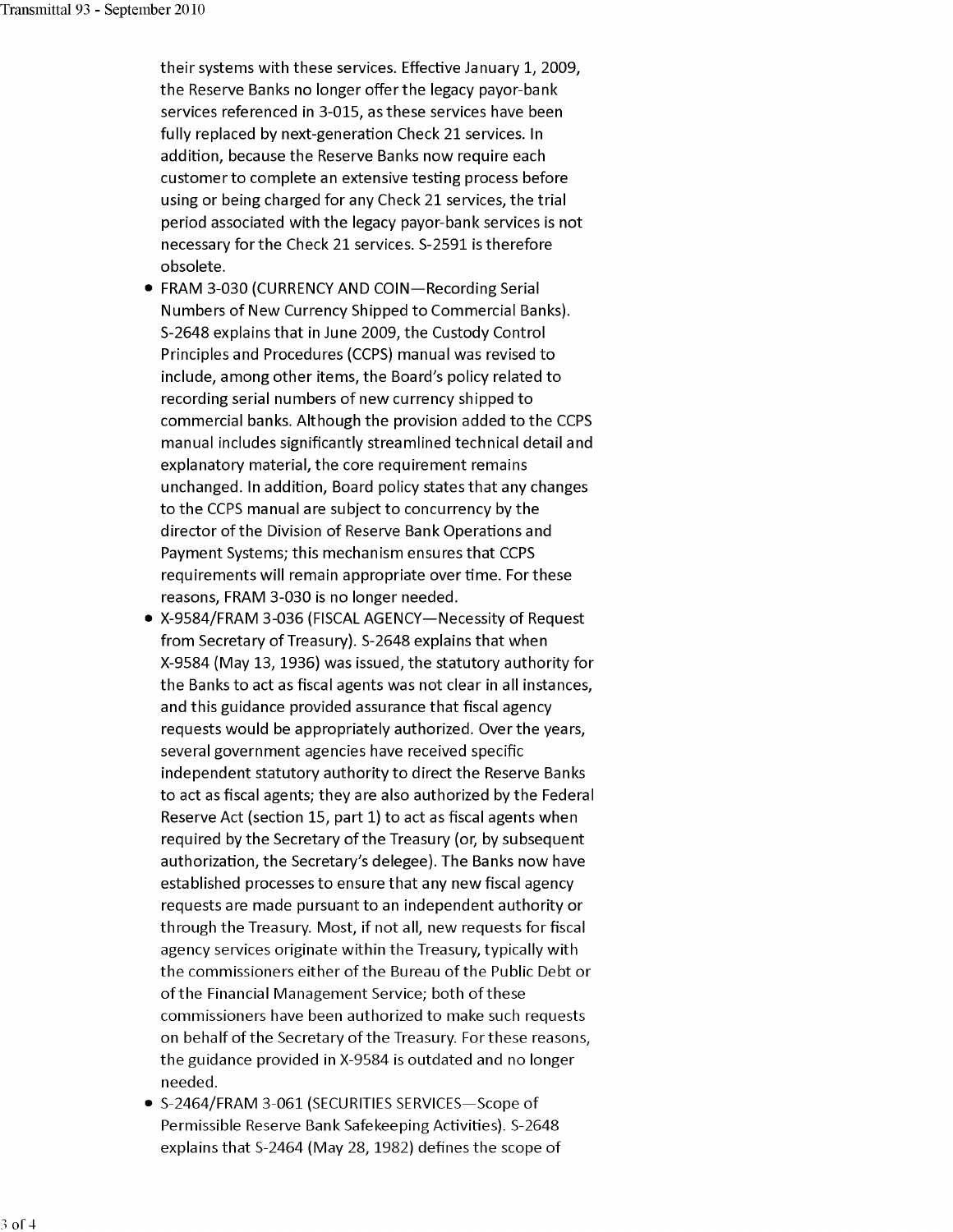their systems with these services. Effective January 1, 2009, the Reserve Banks no longer offer the legacy payor-bank services referenced in 3-015, as these services have been fully replaced by next-generation Check 21 services. In addition, because the Reserve Banks now require each customer to complete an extensive testing process before using or being charged for any Check 21 services, the trial period associated with the legacy payor-bank services is not necessary for the Check 21 services. S-2591 is therefore obsolete.

- FRAM 3-030 (CURRENCY AND COIN—Recording Serial Numbers of New Currency Shipped to Commercial Banks). S-2648 explains that in June 2009, the Custody Control Principles and Procedures (CCPS) manual was revised to include, among other items, the Board's policy related to recording serial numbers of new currency shipped to commercial banks. Although the provision added to the CCPS manual includes significantly streamlined technical detail and explanatory material, the core requirement remains unchanged. In addition, Board policy states that any changes to the CCPS manual are subject to concurrency by the director of the Division of Reserve Bank Operations and Payment Systems; this mechanism ensures that CCPS requirements will remain appropriate over time. For these reasons, FRAM 3-030 is no longer needed.
- X-9584/FRAM 3-036 (FISCAL AGENCY—Necessity of Request from Secretary of Treasury). S-2648 explains that when X-9584 (May 13, 1936) was issued, the statutory authority for the Banks to act as fiscal agents was not clear in all instances, and this guidance provided assurance that fiscal agency requests would be appropriately authorized. Over the years, several government agencies have received specific independent statutory authority to direct the Reserve Banks to act as fiscal agents; they are also authorized by the Federal Reserve Act (section 15, part 1) to act as fiscal agents when required by the Secretary of the Treasury (or, by subsequent authorization, the Secretary's delegee). The Banks now have established processes to ensure that any new fiscal agency requests are made pursuant to an independent authority or through the Treasury. Most, if not all, new requests for fiscal agency services originate within the Treasury, typically with the commissioners either of the Bureau of the Public Debt or of the Financial Management Service; both of these commissioners have been authorized to make such requests on behalf of the Secretary of the Treasury. For these reasons, the guidance provided in X-9584 is outdated and no longer needed.
- S-2464/FRAM 3-061 (SECURITIES SERVICES—Scope of Permissible Reserve Bank Safekeeping Activities). S-2648 explains that S-2464 (May 28, 1982) defines the scope of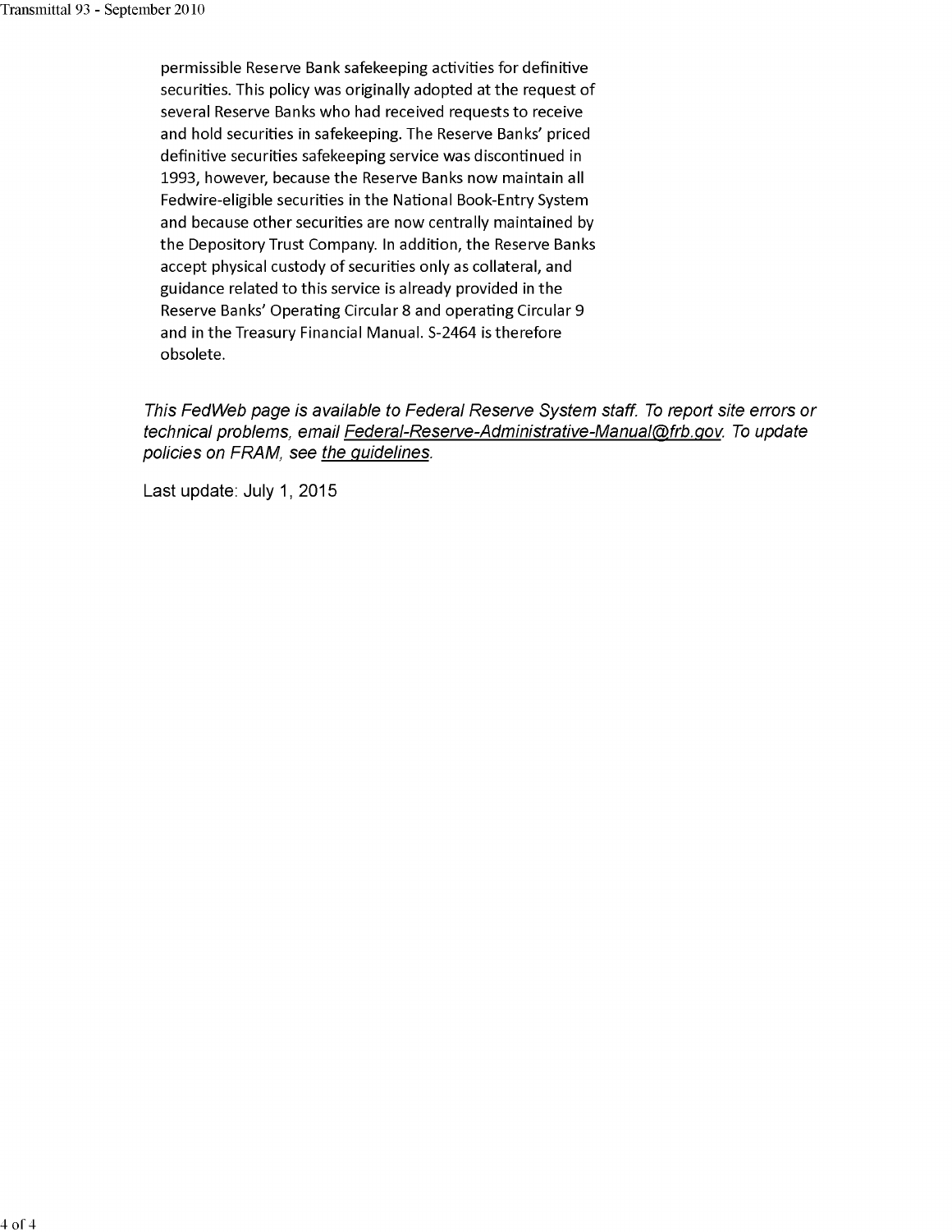permissible Reserve Bank safekeeping activities for definitive securities. This policy was originally adopted at the request of several Reserve Banks who had received requests to receive and hold securities in safekeeping. The Reserve Banks' priced definitive securities safekeeping service was discontinued in 1993, however, because the Reserve Banks now maintain all Fedwire-eligible securities in the National Book-Entry System and because other securities are now centrally maintained by the Depository Trust Company. In addition, the Reserve Banks accept physical custody of securities only as collateral, and guidance related to this service is already provided in the Reserve Banks' Operating Circular 8 and operating Circular 9 and in the Treasury Financial Manual. S-2464 is therefore obsolete.

*This FedWeb page is available to Federal Reserve System staff. To report site errors or technical problems, email Federal-Reserve-Administrative-Manual@frb.gov. To update policies on FRAM, see the guidelines.*

Last update: July 1, 2015